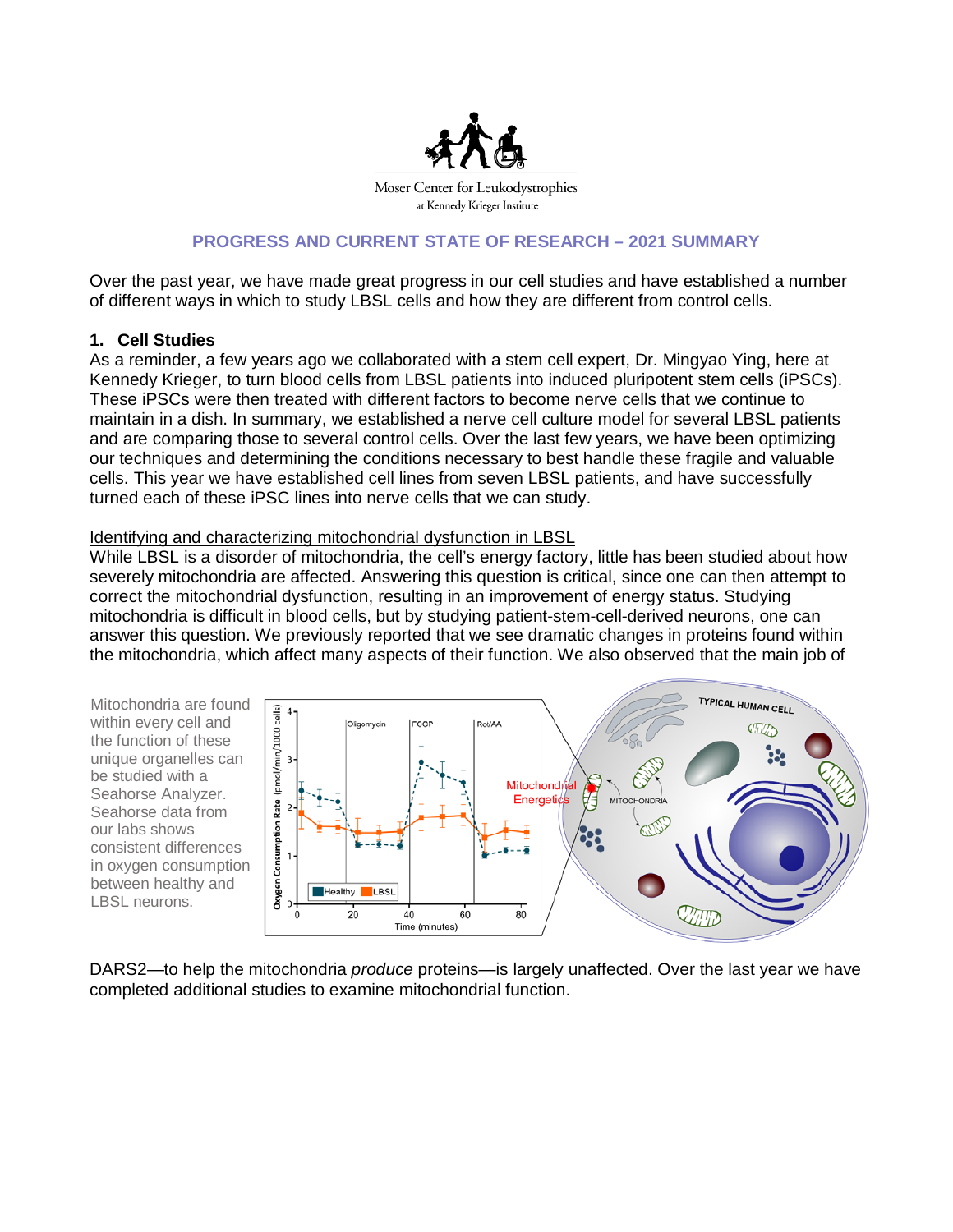Moser Center for Leukodystrophies
at Kennedy Krieger Institute

## PROGRESS AND CURRENT STATE OF RESEARCH – 2021 SUMMARY

Over the past year, we have made great progress in our cell studies and have established a number of different ways in which to study LBSL cells and how they are different from control cells.

### 1. Cell Studies

As a reminder, a few years ago we collaborated with a stem cell expert, Dr. Mingyao Ying, here at Kennedy Krieger, to turn blood cells from LBSL patients into induced pluripotent stem cells (iPSCs). These iPSCs were then treated with different factors to become nerve cells that we continue to maintain in a dish. In summary, we established a nerve cell culture model for several LBSL patients and are comparing those to several control cells. Over the last few years, we have been optimizing our techniques and determining the conditions necessary to best handle these fragile and valuable cells. This year we have established cell lines from seven LBSL patients, and have successfully turned each of these iPSC lines into nerve cells that we can study.

Identifying and characterizing mitochondrial dysfunction in LBSL

While LBSL is a disorder of mitochondria, the cell's energy factory, little has been studied about how severely mitochondria are affected. Answering this question is critical, since one can then attempt to correct the mitochondrial dysfunction, resulting in an improvement of energy status. Studying mitochondria is difficult in blood cells, but by studying patient-stem-cell-derived neurons, one can answer this question. We previously reported that we see dramatic changes in proteins found within the mitochondria, which affect many aspects of their function. We also observed that the main job of DARS2—to help the mitochondria *produce* proteins—is largely unaffected. Over the last year we have completed additional studies to examine mitochondrial function.

Mitochondria are found within every cell and the function of these unique organelles can be studied with a Seahorse Analyzer. Seahorse data from our labs shows consistent differences in oxygen consumption between healthy and LBSL neurons.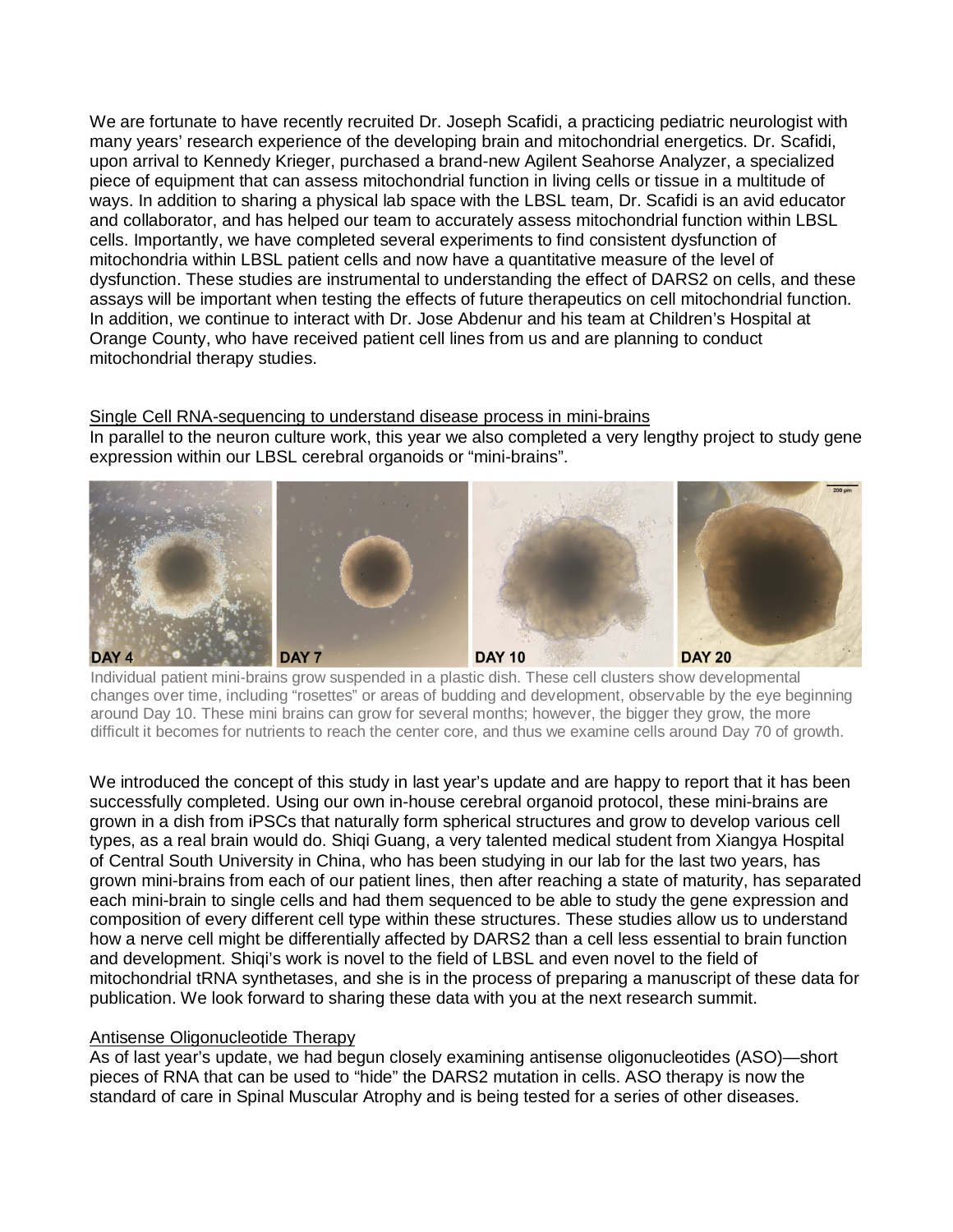We are fortunate to have recently recruited Dr. Joseph Scafidi, a practicing pediatric neurologist with many years' research experience of the developing brain and mitochondrial energetics. Dr. Scafidi, upon arrival to Kennedy Krieger, purchased a brand-new Agilent Seahorse Analyzer, a specialized piece of equipment that can assess mitochondrial function in living cells or tissue in a multitude of ways. In addition to sharing a physical lab space with the LBSL team, Dr. Scafidi is an avid educator and collaborator, and has helped our team to accurately assess mitochondrial function within LBSL cells. Importantly, we have completed several experiments to find consistent dysfunction of mitochondria within LBSL patient cells and now have a quantitative measure of the level of dysfunction. These studies are instrumental to understanding the effect of DARS2 on cells, and these assays will be important when testing the effects of future therapeutics on cell mitochondrial function. In addition, we continue to interact with Dr. Jose Abdenur and his team at Children's Hospital at Orange County, who have received patient cell lines from us and are planning to conduct mitochondrial therapy studies.

<u>Single Cell RNA-sequencing to understand disease process in mini-brains</u>

In parallel to the neuron culture work, this year we also completed a very lengthy project to study gene expression within our LBSL cerebral organoids or "mini-brains".

DAY 4 DAY 7 DAY 10 DAY 20

Individual patient mini-brains grow suspended in a plastic dish. These cell clusters show developmental changes over time, including "rosettes" or areas of budding and development, observable by the eye beginning around Day 10. These mini brains can grow for several months; however, the bigger they grow, the more difficult it becomes for nutrients to reach the center core, and thus we examine cells around Day 70 of growth.

We introduced the concept of this study in last year's update and are happy to report that it has been successfully completed. Using our own in-house cerebral organoid protocol, these mini-brains are grown in a dish from iPSCs that naturally form spherical structures and grow to develop various cell types, as a real brain would do. Shiqi Guang, a very talented medical student from Xiangya Hospital of Central South University in China, who has been studying in our lab for the last two years, has grown mini-brains from each of our patient lines, then after reaching a state of maturity, has separated each mini-brain to single cells and had them sequenced to be able to study the gene expression and composition of every different cell type within these structures. These studies allow us to understand how a nerve cell might be differentially affected by DARS2 than a cell less essential to brain function and development. Shiqi's work is novel to the field of LBSL and even novel to the field of mitochondrial tRNA synthetases, and she is in the process of preparing a manuscript of these data for publication. We look forward to sharing these data with you at the next research summit.

<u>Antisense Oligonucleotide Therapy</u>

As of last year's update, we had begun closely examining antisense oligonucleotides (ASO)—short pieces of RNA that can be used to "hide" the DARS2 mutation in cells. ASO therapy is now the standard of care in Spinal Muscular Atrophy and is being tested for a series of other diseases.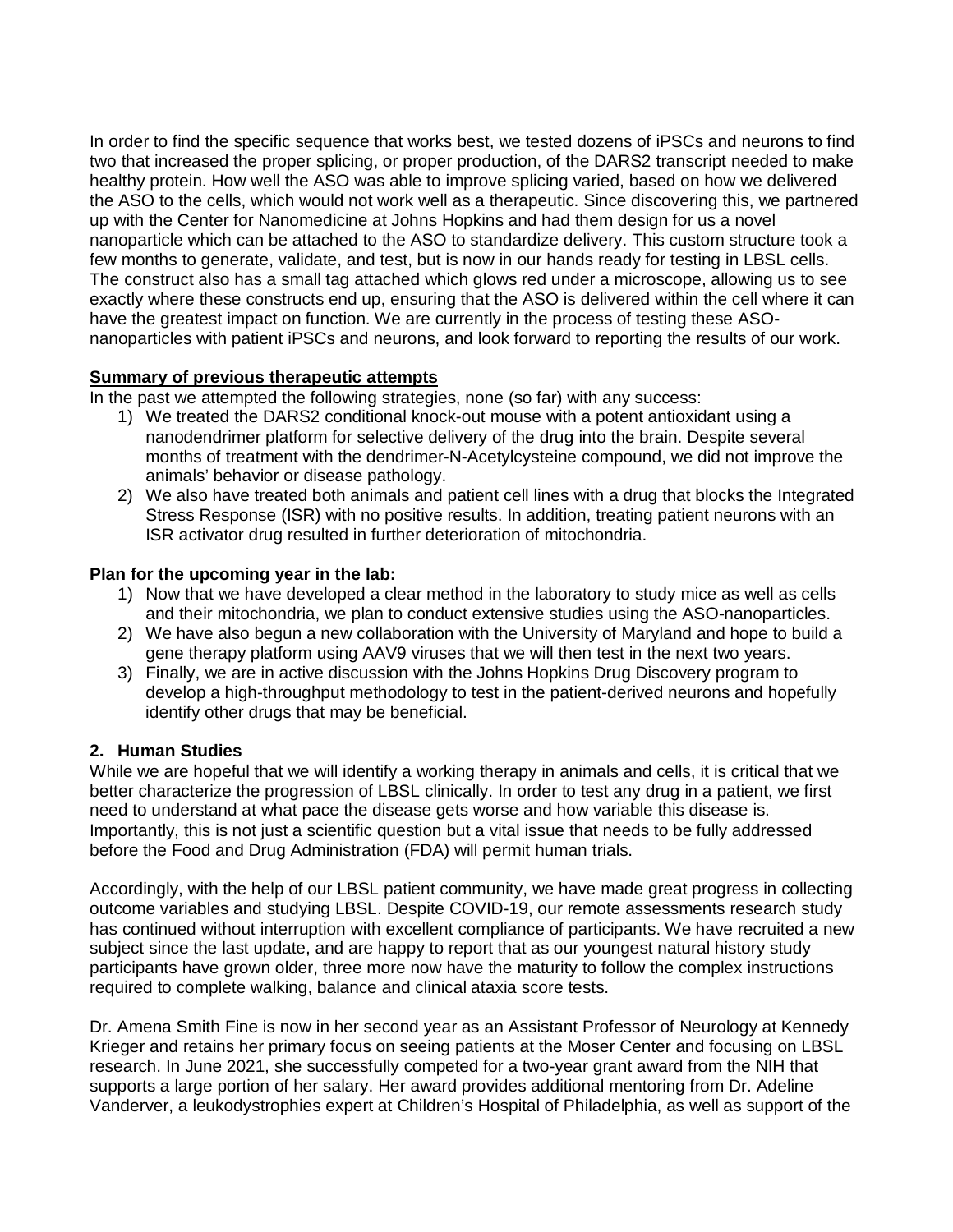In order to find the specific sequence that works best, we tested dozens of iPSCs and neurons to find two that increased the proper splicing, or proper production, of the DARS2 transcript needed to make healthy protein. How well the ASO was able to improve splicing varied, based on how we delivered the ASO to the cells, which would not work well as a therapeutic. Since discovering this, we partnered up with the Center for Nanomedicine at Johns Hopkins and had them design for us a novel nanoparticle which can be attached to the ASO to standardize delivery. This custom structure took a few months to generate, validate, and test, but is now in our hands ready for testing in LBSL cells. The construct also has a small tag attached which glows red under a microscope, allowing us to see exactly where these constructs end up, ensuring that the ASO is delivered within the cell where it can have the greatest impact on function. We are currently in the process of testing these ASO-nanoparticles with patient iPSCs and neurons, and look forward to reporting the results of our work.

**Summary of previous therapeutic attempts**

In the past we attempted the following strategies, none (so far) with any success:

1) We treated the DARS2 conditional knock-out mouse with a potent antioxidant using a nanodendrimer platform for selective delivery of the drug into the brain. Despite several months of treatment with the dendrimer-N-Acetylcysteine compound, we did not improve the animals' behavior or disease pathology.
2) We also have treated both animals and patient cell lines with a drug that blocks the Integrated Stress Response (ISR) with no positive results. In addition, treating patient neurons with an ISR activator drug resulted in further deterioration of mitochondria.

**Plan for the upcoming year in the lab:**

1) Now that we have developed a clear method in the laboratory to study mice as well as cells and their mitochondria, we plan to conduct extensive studies using the ASO-nanoparticles.
2) We have also begun a new collaboration with the University of Maryland and hope to build a gene therapy platform using AAV9 viruses that we will then test in the next two years.
3) Finally, we are in active discussion with the Johns Hopkins Drug Discovery program to develop a high-throughput methodology to test in the patient-derived neurons and hopefully identify other drugs that may be beneficial.

### 2. Human Studies

While we are hopeful that we will identify a working therapy in animals and cells, it is critical that we better characterize the progression of LBSL clinically. In order to test any drug in a patient, we first need to understand at what pace the disease gets worse and how variable this disease is. Importantly, this is not just a scientific question but a vital issue that needs to be fully addressed before the Food and Drug Administration (FDA) will permit human trials.

Accordingly, with the help of our LBSL patient community, we have made great progress in collecting outcome variables and studying LBSL. Despite COVID-19, our remote assessments research study has continued without interruption with excellent compliance of participants. We have recruited a new subject since the last update, and are happy to report that as our youngest natural history study participants have grown older, three more now have the maturity to follow the complex instructions required to complete walking, balance and clinical ataxia score tests.

Dr. Amena Smith Fine is now in her second year as an Assistant Professor of Neurology at Kennedy Krieger and retains her primary focus on seeing patients at the Moser Center and focusing on LBSL research. In June 2021, she successfully competed for a two-year grant award from the NIH that supports a large portion of her salary. Her award provides additional mentoring from Dr. Adeline Vanderver, a leukodystrophies expert at Children's Hospital of Philadelphia, as well as support of the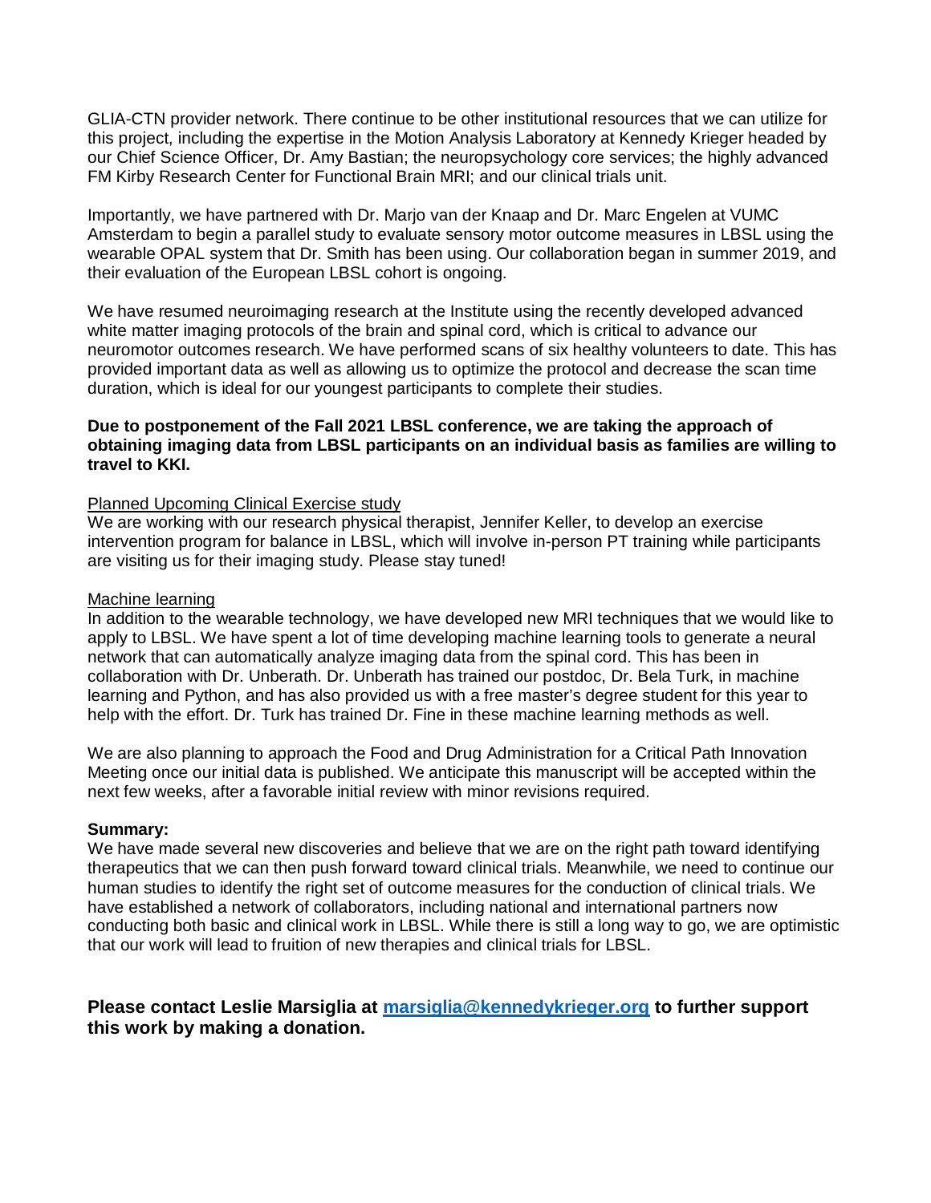GLIA-CTN provider network. There continue to be other institutional resources that we can utilize for this project, including the expertise in the Motion Analysis Laboratory at Kennedy Krieger headed by our Chief Science Officer, Dr. Amy Bastian; the neuropsychology core services; the highly advanced FM Kirby Research Center for Functional Brain MRI; and our clinical trials unit.

Importantly, we have partnered with Dr. Marjo van der Knaap and Dr. Marc Engelen at VUMC Amsterdam to begin a parallel study to evaluate sensory motor outcome measures in LBSL using the wearable OPAL system that Dr. Smith has been using. Our collaboration began in summer 2019, and their evaluation of the European LBSL cohort is ongoing.

We have resumed neuroimaging research at the Institute using the recently developed advanced white matter imaging protocols of the brain and spinal cord, which is critical to advance our neuromotor outcomes research. We have performed scans of six healthy volunteers to date. This has provided important data as well as allowing us to optimize the protocol and decrease the scan time duration, which is ideal for our youngest participants to complete their studies.

**Due to postponement of the Fall 2021 LBSL conference, we are taking the approach of obtaining imaging data from LBSL participants on an individual basis as families are willing to travel to KKI.**

<u>Planned Upcoming Clinical Exercise study</u>
We are working with our research physical therapist, Jennifer Keller, to develop an exercise intervention program for balance in LBSL, which will involve in-person PT training while participants are visiting us for their imaging study. Please stay tuned!

<u>Machine learning</u>
In addition to the wearable technology, we have developed new MRI techniques that we would like to apply to LBSL. We have spent a lot of time developing machine learning tools to generate a neural network that can automatically analyze imaging data from the spinal cord. This has been in collaboration with Dr. Unberath. Dr. Unberath has trained our postdoc, Dr. Bela Turk, in machine learning and Python, and has also provided us with a free master's degree student for this year to help with the effort. Dr. Turk has trained Dr. Fine in these machine learning methods as well.

We are also planning to approach the Food and Drug Administration for a Critical Path Innovation Meeting once our initial data is published. We anticipate this manuscript will be accepted within the next few weeks, after a favorable initial review with minor revisions required.

**Summary:**
We have made several new discoveries and believe that we are on the right path toward identifying therapeutics that we can then push forward toward clinical trials. Meanwhile, we need to continue our human studies to identify the right set of outcome measures for the conduction of clinical trials. We have established a network of collaborators, including national and international partners now conducting both basic and clinical work in LBSL. While there is still a long way to go, we are optimistic that our work will lead to fruition of new therapies and clinical trials for LBSL.

**Please contact Leslie Marsiglia at [marsiglia@kennedykrieger.org](mailto:marsiglia@kennedykrieger.org) to further support this work by making a donation.**